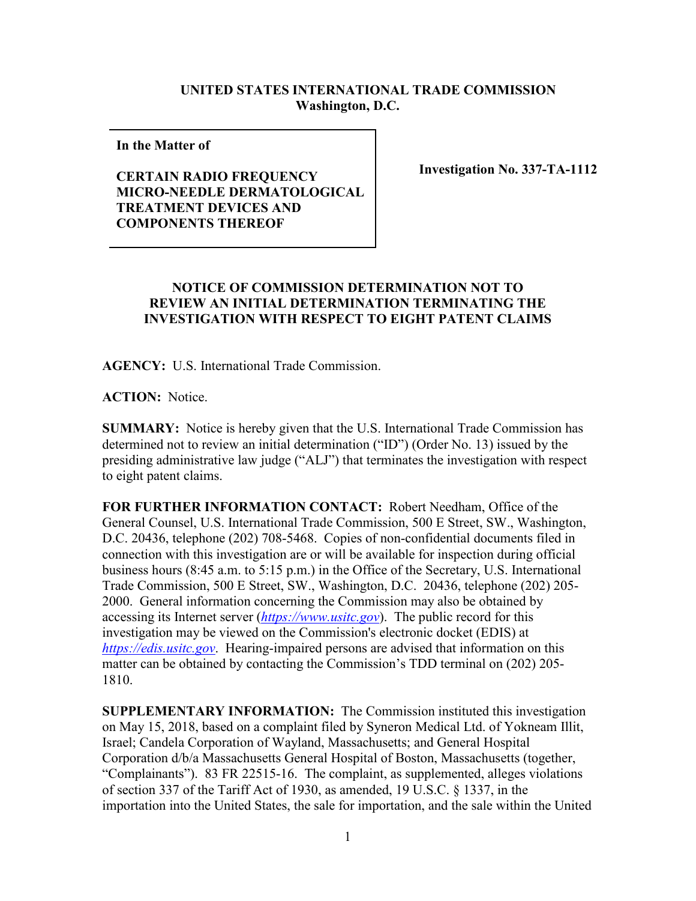**UNITED STATES INTERNATIONAL TRADE COMMISSION**
**Washington, D.C.**

| | |
|---|---|
| **In the Matter of**<br><br>**CERTAIN RADIO FREQUENCY MICRO-NEEDLE DERMATOLOGICAL TREATMENT DEVICES AND COMPONENTS THEREOF** | **Investigation No. 337-TA-1112** |

**NOTICE OF COMMISSION DETERMINATION NOT TO REVIEW AN INITIAL DETERMINATION TERMINATING THE INVESTIGATION WITH RESPECT TO EIGHT PATENT CLAIMS**

**AGENCY:** U.S. International Trade Commission.

**ACTION:** Notice.

**SUMMARY:** Notice is hereby given that the U.S. International Trade Commission has determined not to review an initial determination ("ID") (Order No. 13) issued by the presiding administrative law judge ("ALJ") that terminates the investigation with respect to eight patent claims.

**FOR FURTHER INFORMATION CONTACT:** Robert Needham, Office of the General Counsel, U.S. International Trade Commission, 500 E Street, SW., Washington, D.C. 20436, telephone (202) 708-5468. Copies of non-confidential documents filed in connection with this investigation are or will be available for inspection during official business hours (8:45 a.m. to 5:15 p.m.) in the Office of the Secretary, U.S. International Trade Commission, 500 E Street, SW., Washington, D.C. 20436, telephone (202) 205-2000. General information concerning the Commission may also be obtained by accessing its Internet server (*https://www.usitc.gov*). The public record for this investigation may be viewed on the Commission's electronic docket (EDIS) at *https://edis.usitc.gov*. Hearing-impaired persons are advised that information on this matter can be obtained by contacting the Commission's TDD terminal on (202) 205-1810.

**SUPPLEMENTARY INFORMATION:** The Commission instituted this investigation on May 15, 2018, based on a complaint filed by Syneron Medical Ltd. of Yokneam Illit, Israel; Candela Corporation of Wayland, Massachusetts; and General Hospital Corporation d/b/a Massachusetts General Hospital of Boston, Massachusetts (together, "Complainants"). 83 FR 22515-16. The complaint, as supplemented, alleges violations of section 337 of the Tariff Act of 1930, as amended, 19 U.S.C. § 1337, in the importation into the United States, the sale for importation, and the sale within the United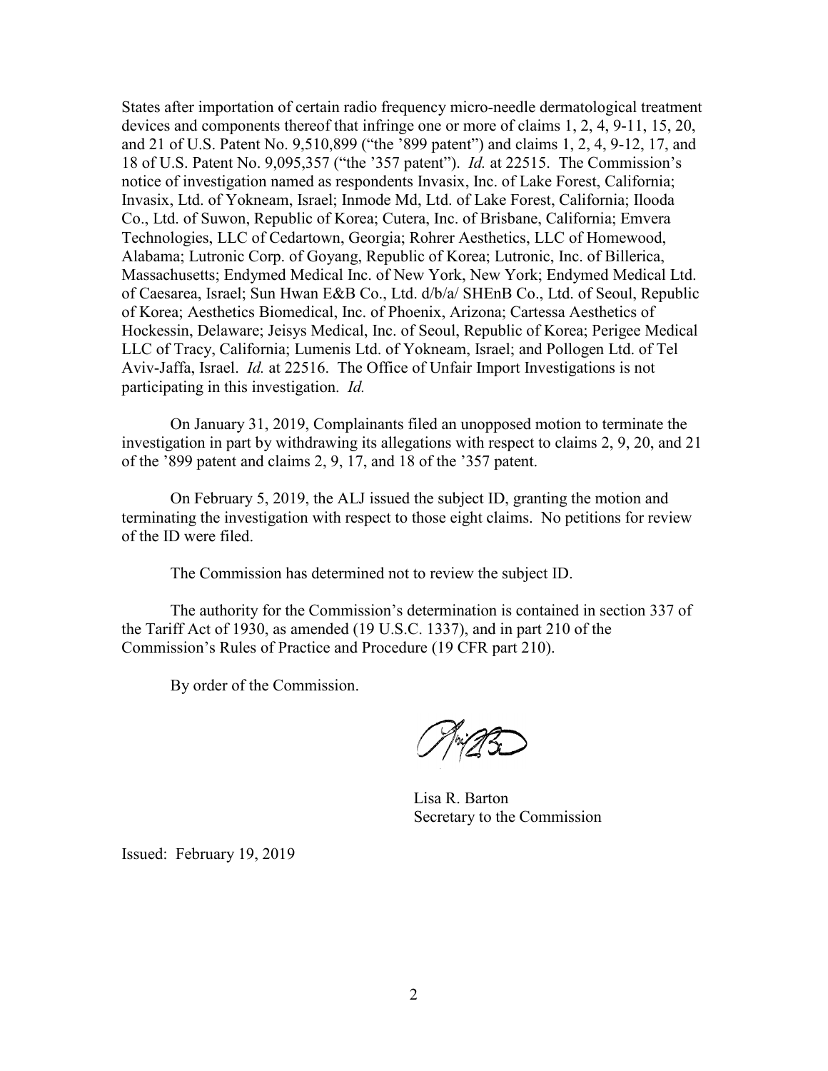States after importation of certain radio frequency micro-needle dermatological treatment devices and components thereof that infringe one or more of claims 1, 2, 4, 9-11, 15, 20, and 21 of U.S. Patent No. 9,510,899 ("the '899 patent") and claims 1, 2, 4, 9-12, 17, and 18 of U.S. Patent No. 9,095,357 ("the '357 patent"). *Id.* at 22515. The Commission's notice of investigation named as respondents Invasix, Inc. of Lake Forest, California; Invasix, Ltd. of Yokneam, Israel; Inmode Md, Ltd. of Lake Forest, California; Ilooda Co., Ltd. of Suwon, Republic of Korea; Cutera, Inc. of Brisbane, California; Emvera Technologies, LLC of Cedartown, Georgia; Rohrer Aesthetics, LLC of Homewood, Alabama; Lutronic Corp. of Goyang, Republic of Korea; Lutronic, Inc. of Billerica, Massachusetts; Endymed Medical Inc. of New York, New York; Endymed Medical Ltd. of Caesarea, Israel; Sun Hwan E&B Co., Ltd. d/b/a/ SHEnB Co., Ltd. of Seoul, Republic of Korea; Aesthetics Biomedical, Inc. of Phoenix, Arizona; Cartessa Aesthetics of Hockessin, Delaware; Jeisys Medical, Inc. of Seoul, Republic of Korea; Perigee Medical LLC of Tracy, California; Lumenis Ltd. of Yokneam, Israel; and Pollogen Ltd. of Tel Aviv-Jaffa, Israel. *Id.* at 22516. The Office of Unfair Import Investigations is not participating in this investigation. *Id.*

On January 31, 2019, Complainants filed an unopposed motion to terminate the investigation in part by withdrawing its allegations with respect to claims 2, 9, 20, and 21 of the '899 patent and claims 2, 9, 17, and 18 of the '357 patent.

On February 5, 2019, the ALJ issued the subject ID, granting the motion and terminating the investigation with respect to those eight claims. No petitions for review of the ID were filed.

The Commission has determined not to review the subject ID.

The authority for the Commission's determination is contained in section 337 of the Tariff Act of 1930, as amended (19 U.S.C. 1337), and in part 210 of the Commission's Rules of Practice and Procedure (19 CFR part 210).

By order of the Commission.

Lisa R. Barton
Secretary to the Commission

Issued: February 19, 2019